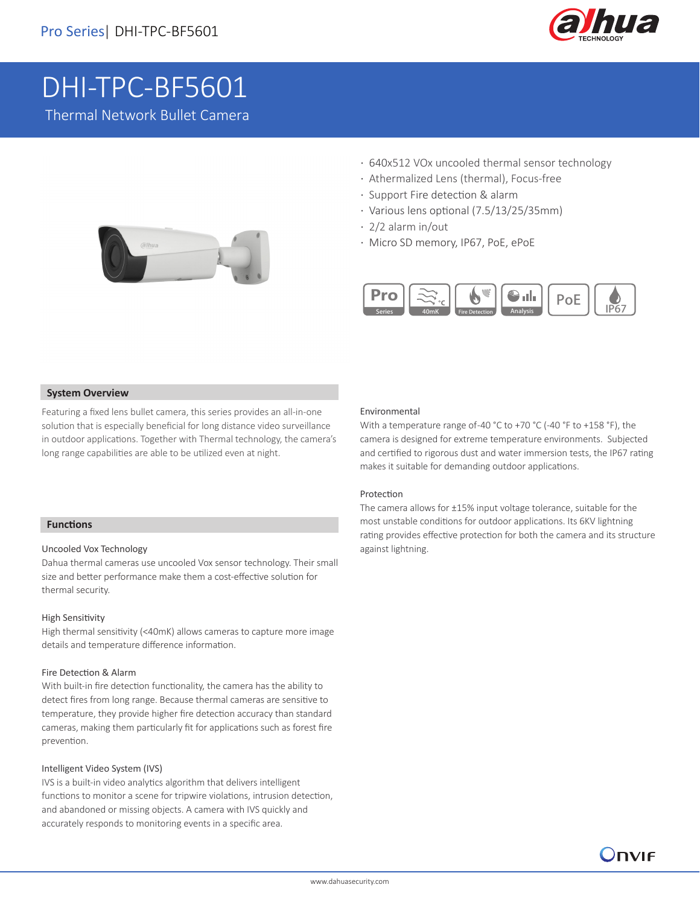# DHI-TPC-BF5601

Thermal Network Bullet Camera

- 640x512 VOx uncooled thermal sensor technology
- Athermalized Lens (thermal), Focus-free
- Support Fire detection & alarm
- Various lens optional (7.5/13/25/35mm)
- 2/2 alarm in/out
- Micro SD memory, IP67, PoE, ePoE

## System Overview

Featuring a fixed lens bullet camera, this series provides an all-in-one solution that is especially beneficial for long distance video surveillance in outdoor applications. Together with Thermal technology, the camera's long range capabilities are able to be utilized even at night.

## Functions

### Uncooled Vox Technology

Dahua thermal cameras use uncooled Vox sensor technology. Their small size and better performance make them a cost-effective solution for thermal security.

### High Sensitivity

High thermal sensitivity (<40mK) allows cameras to capture more image details and temperature difference information.

### Fire Detection & Alarm

With built-in fire detection functionality, the camera has the ability to detect fires from long range. Because thermal cameras are sensitive to temperature, they provide higher fire detection accuracy than standard cameras, making them particularly fit for applications such as forest fire prevention.

### Intelligent Video System (IVS)

IVS is a built-in video analytics algorithm that delivers intelligent functions to monitor a scene for tripwire violations, intrusion detection, and abandoned or missing objects. A camera with IVS quickly and accurately responds to monitoring events in a specific area.

### Environmental

With a temperature range of-40 °C to +70 °C (-40 °F to +158 °F), the camera is designed for extreme temperature environments. Subjected and certified to rigorous dust and water immersion tests, the IP67 rating makes it suitable for demanding outdoor applications.

### Protection

The camera allows for ±15% input voltage tolerance, suitable for the most unstable conditions for outdoor applications. Its 6KV lightning rating provides effective protection for both the camera and its structure against lightning.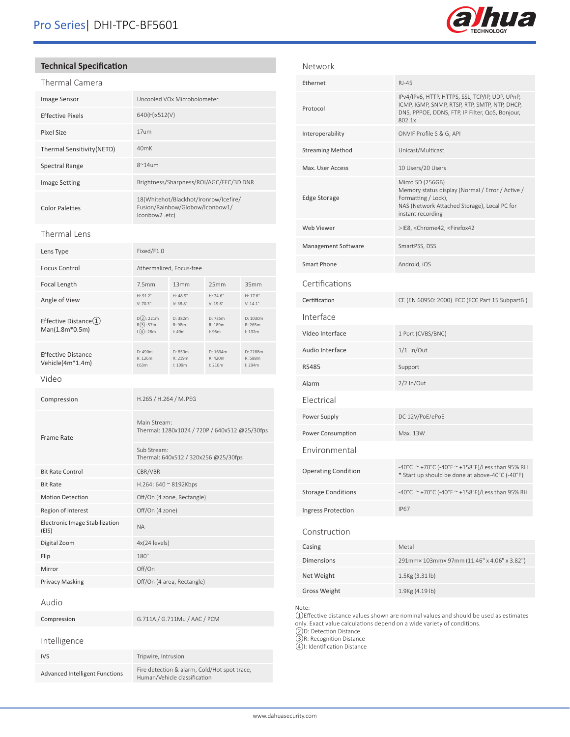# Pro Series| DHI-TPC-BF5601

## Technical Specification

### Thermal Camera

| | |
|---|---|
| Image Sensor | Uncooled VOx Microbolometer |
| Effective Pixels | 640(H)x512(V) |
| Pixel Size | 17um |
| Thermal Sensitivity(NETD) | 40mK |
| Spectral Range | 8~14um |
| Image Setting | Brightness/Sharpness/ROI/AGC/FFC/3D DNR |
| Color Palettes | 18(Whitehot/Blackhot/Ironrow/Icefire/ Fusion/Rainbow/Globow/Iconbow1/ Iconbow2 .etc) |

### Thermal Lens

| | | | | |
|---|---|---|---|---|
| Lens Type | Fixed/F1.0 | | | |
| Focus Control | Athermalized, Focus-free | | | |
| Focal Length | 7.5mm | 13mm | 25mm | 35mm |
| Angle of View | H: 91.2° V: 70.3° | H: 48.9° V: 38.8° | H: 24.6° V: 19.8° | H: 17.6° V: 14.1° |
| Effective Distance①Man(1.8m*0.5m) | D②: 221m R③: 57m I④: 28m | D: 382m R: 98m I: 49m | D: 735m R: 189m I: 95m | D: 1030m R: 265m I: 132m |
| Effective Distance Vehicle(4m*1.4m) | D: 490m R: 126m I:63m | D: 850m R: 219m I: 109m | D: 1634m R: 420m I: 210m | D: 2288m R: 588m I: 294m |

### Video

| | |
|---|---|
| Compression | H.265 / H.264 / MJPEG |
| Frame Rate | Main Stream: Thermal: 1280x1024 / 720P / 640x512 @25/30fps |
| | Sub Stream: Thermal: 640x512 / 320x256 @25/30fps |
| Bit Rate Control | CBR/VBR |
| Bit Rate | H.264: 640 ~ 8192Kbps |
| Motion Detection | Off/On (4 zone, Rectangle) |
| Region of Interest | Off/On (4 zone) |
| Electronic Image Stabilization (EIS) | NA |
| Digital Zoom | 4x(24 levels) |
| Flip | 180° |
| Mirror | Off/On |
| Privacy Masking | Off/On (4 area, Rectangle) |

### Audio

| | |
|---|---|
| Compression | G.711A / G.711Mu / AAC / PCM |

### Intelligence

| | |
|---|---|
| IVS | Tripwire, Intrusion |
| Advanced Intelligent Functions | Fire detection & alarm, Cold/Hot spot trace, Human/Vehicle classification |

### Network

| | |
|---|---|
| Ethernet | RJ-45 |
| Protocol | IPv4/IPv6, HTTP, HTTPS, SSL, TCP/IP, UDP, UPnP, ICMP, IGMP, SNMP, RTSP, RTP, SMTP, NTP, DHCP, DNS, PPPOE, DDNS, FTP, IP Filter, QoS, Bonjour, 802.1x |
| Interoperability | ONVIF Profile S & G, API |
| Streaming Method | Unicast/Multicast |
| Max. User Access | 10 Users/20 Users |
| Edge Storage | Micro SD (256GB) Memory status display (Normal / Error / Active / Formatting / Lock), NAS (Network Attached Storage), Local PC for instant recording |
| Web Viewer | >IE8, <Chrome42, <Firefox42 |
| Management Software | SmartPSS, DSS |
| Smart Phone | Android, iOS |

### Certifications

| | |
|---|---|
| Certification | CE (EN 60950: 2000) FCC (FCC Part 15 SubpartB ) |

### Interface

| | |
|---|---|
| Video Interface | 1 Port (CVBS/BNC) |
| Audio Interface | 1/1 In/Out |
| RS485 | Support |
| Alarm | 2/2 In/Out |

### Electrical

| | |
|---|---|
| Power Supply | DC 12V/PoE/ePoE |
| Power Consumption | Max. 13W |

### Environmental

| | |
|---|---|
| Operating Condition | -40°C ~ +70°C (-40°F ~ +158°F)/Less than 95% RH * Start up should be done at above-40°C (-40°F) |
| Storage Conditions | -40°C ~ +70°C (-40°F ~ +158°F)/Less than 95% RH |
| Ingress Protection | IP67 |

### Construction

| | |
|---|---|
| Casing | Metal |
| Dimensions | 291mm× 103mm× 97mm (11.46" x 4.06" x 3.82") |
| Net Weight | 1.5Kg (3.31 lb) |
| Gross Weight | 1.9Kg (4.19 lb) |

Note:
①Effective distance values shown are nominal values and should be used as estimates only. Exact value calculations depend on a wide variety of conditions.
②D: Detection Distance
③R: Recognition Distance
④I: Identification Distance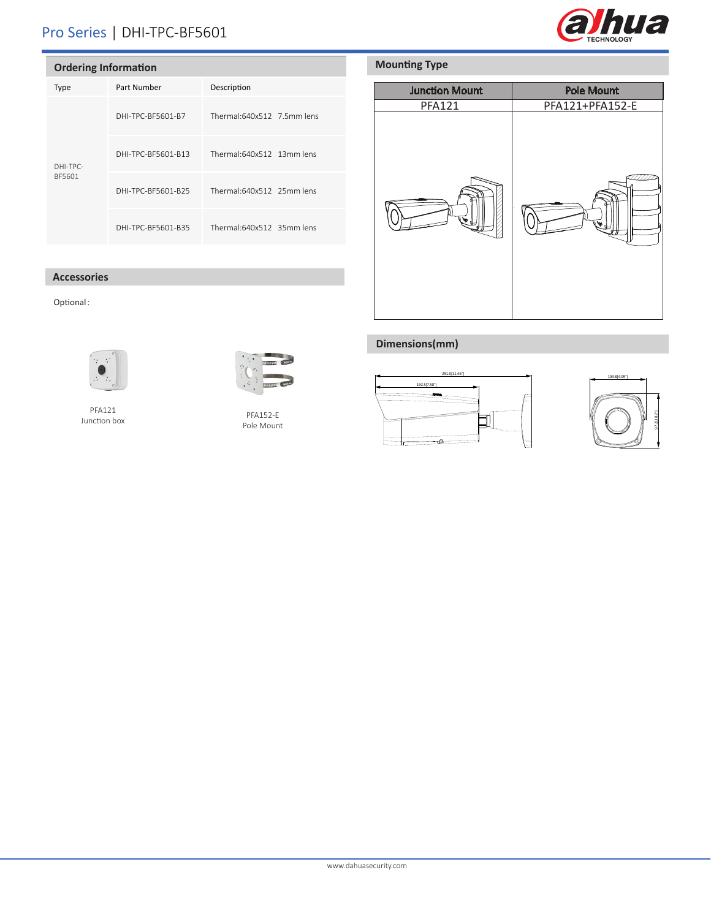## Ordering Information

| Type | Part Number | Description |
|---|---|---|
| DHI-TPC-BF5601 | DHI-TPC-BF5601-B7 | Thermal:640x512 7.5mm lens |
| | DHI-TPC-BF5601-B13 | Thermal:640x512 13mm lens |
| | DHI-TPC-BF5601-B25 | Thermal:640x512 25mm lens |
| | DHI-TPC-BF5601-B35 | Thermal:640x512 35mm lens |

## Accessories

Optional:

PFA121
Junction box

PFA152-E
Pole Mount

## Mounting Type

| Junction Mount | Pole Mount |
|---|---|
| PFA121 | PFA121+PFA152-E |

## Dimensions(mm)

291.0[11.46"]
192.5[7.58"]
103.8[4.09"]
97.2[3.83"]